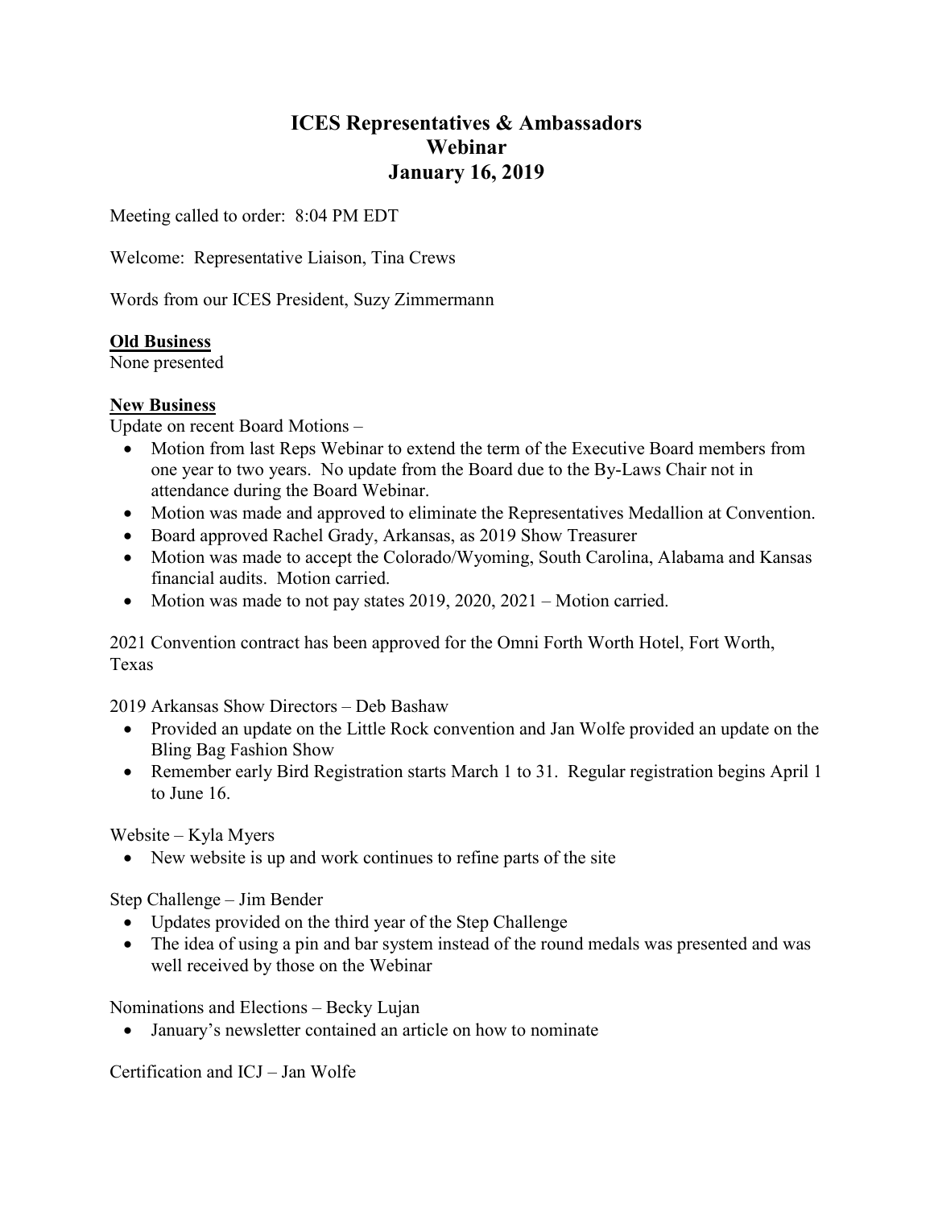# ICES Representatives & Ambassadors Webinar January 16, 2019

Meeting called to order: 8:04 PM EDT

Welcome: Representative Liaison, Tina Crews

Words from our ICES President, Suzy Zimmermann

**Old Business**

None presented

**New Business**

Update on recent Board Motions –

- Motion from last Reps Webinar to extend the term of the Executive Board members from one year to two years. No update from the Board due to the By-Laws Chair not in attendance during the Board Webinar.
- Motion was made and approved to eliminate the Representatives Medallion at Convention.
- Board approved Rachel Grady, Arkansas, as 2019 Show Treasurer
- Motion was made to accept the Colorado/Wyoming, South Carolina, Alabama and Kansas financial audits. Motion carried.
- Motion was made to not pay states 2019, 2020, 2021 – Motion carried.

2021 Convention contract has been approved for the Omni Forth Worth Hotel, Fort Worth, Texas

2019 Arkansas Show Directors – Deb Bashaw

- Provided an update on the Little Rock convention and Jan Wolfe provided an update on the Bling Bag Fashion Show
- Remember early Bird Registration starts March 1 to 31. Regular registration begins April 1 to June 16.

Website – Kyla Myers

- New website is up and work continues to refine parts of the site

Step Challenge – Jim Bender

- Updates provided on the third year of the Step Challenge
- The idea of using a pin and bar system instead of the round medals was presented and was well received by those on the Webinar

Nominations and Elections – Becky Lujan

- January's newsletter contained an article on how to nominate

Certification and ICJ – Jan Wolfe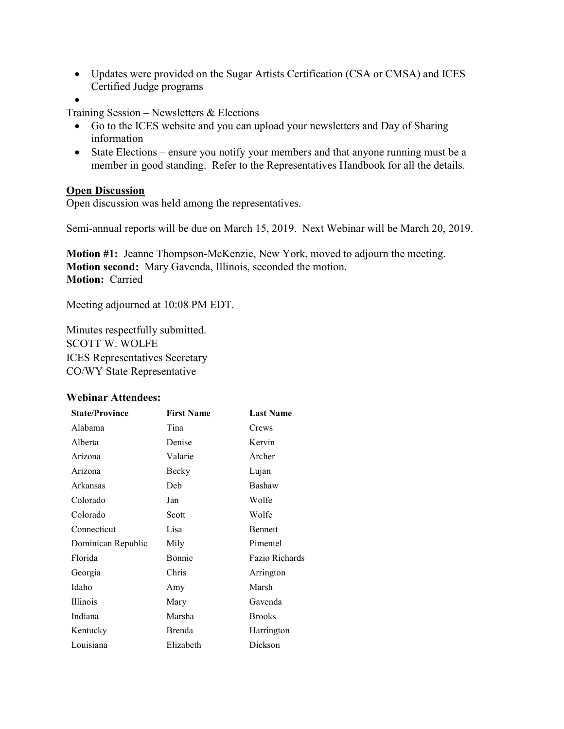- Updates were provided on the Sugar Artists Certification (CSA or CMSA) and ICES Certified Judge programs
- 

Training Session – Newsletters & Elections

- Go to the ICES website and you can upload your newsletters and Day of Sharing information
- State Elections – ensure you notify your members and that anyone running must be a member in good standing. Refer to the Representatives Handbook for all the details.

**Open Discussion**

Open discussion was held among the representatives.

Semi-annual reports will be due on March 15, 2019. Next Webinar will be March 20, 2019.

**Motion #1:** Jeanne Thompson-McKenzie, New York, moved to adjourn the meeting.
**Motion second:** Mary Gavenda, Illinois, seconded the motion.
**Motion:** Carried

Meeting adjourned at 10:08 PM EDT.

Minutes respectfully submitted.
SCOTT W. WOLFE
ICES Representatives Secretary
CO/WY State Representative

**Webinar Attendees:**

| State/Province | First Name | Last Name |
|---|---|---|
| Alabama | Tina | Crews |
| Alberta | Denise | Kervin |
| Arizona | Valarie | Archer |
| Arizona | Becky | Lujan |
| Arkansas | Deb | Bashaw |
| Colorado | Jan | Wolfe |
| Colorado | Scott | Wolfe |
| Connecticut | Lisa | Bennett |
| Dominican Republic | Mily | Pimentel |
| Florida | Bonnie | Fazio Richards |
| Georgia | Chris | Arrington |
| Idaho | Amy | Marsh |
| Illinois | Mary | Gavenda |
| Indiana | Marsha | Brooks |
| Kentucky | Brenda | Harrington |
| Louisiana | Elizabeth | Dickson |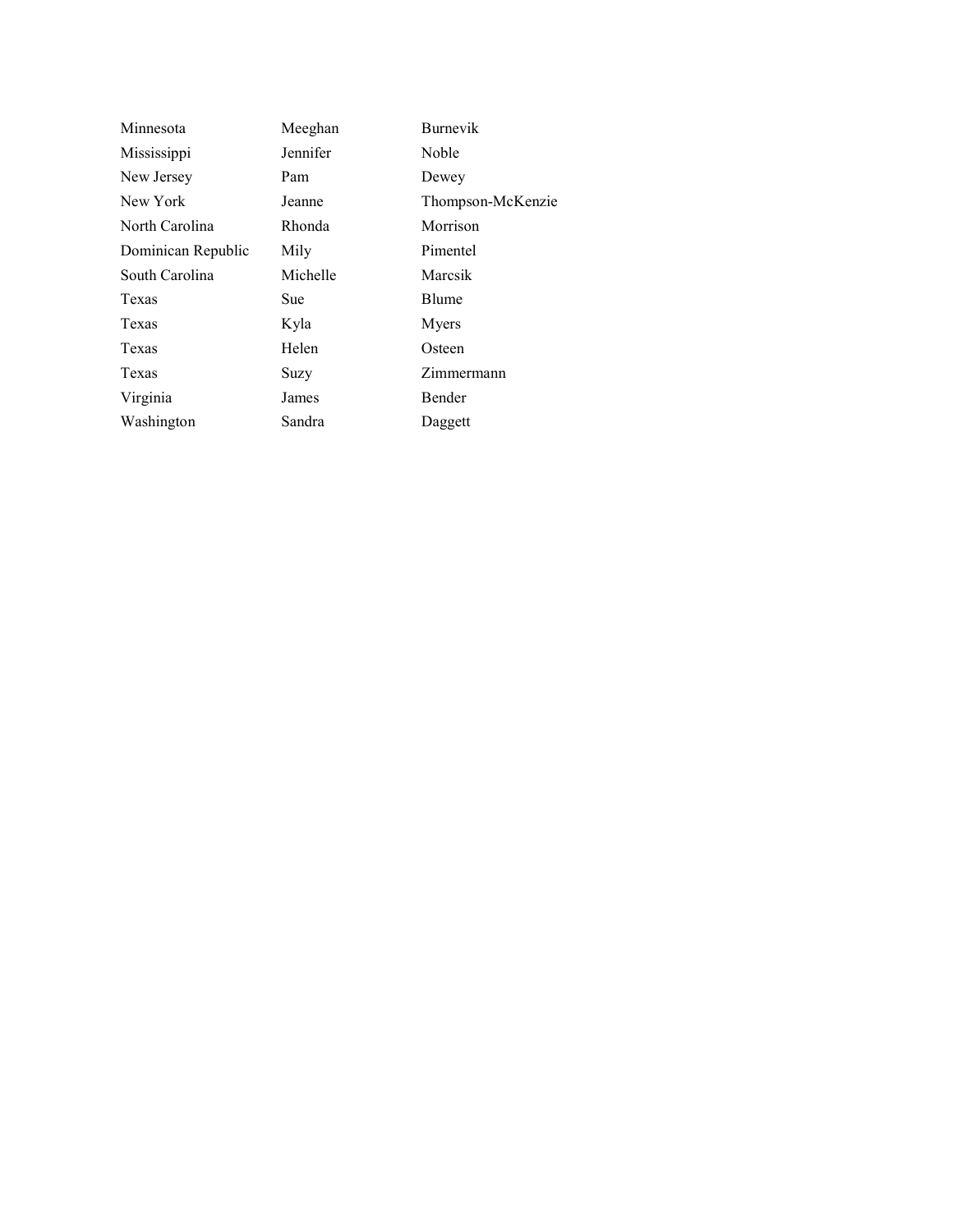| | | |
|---|---|---|
| Minnesota | Meeghan | Burnevik |
| Mississippi | Jennifer | Noble |
| New Jersey | Pam | Dewey |
| New York | Jeanne | Thompson-McKenzie |
| North Carolina | Rhonda | Morrison |
| Dominican Republic | Mily | Pimentel |
| South Carolina | Michelle | Marcsik |
| Texas | Sue | Blume |
| Texas | Kyla | Myers |
| Texas | Helen | Osteen |
| Texas | Suzy | Zimmermann |
| Virginia | James | Bender |
| Washington | Sandra | Daggett |